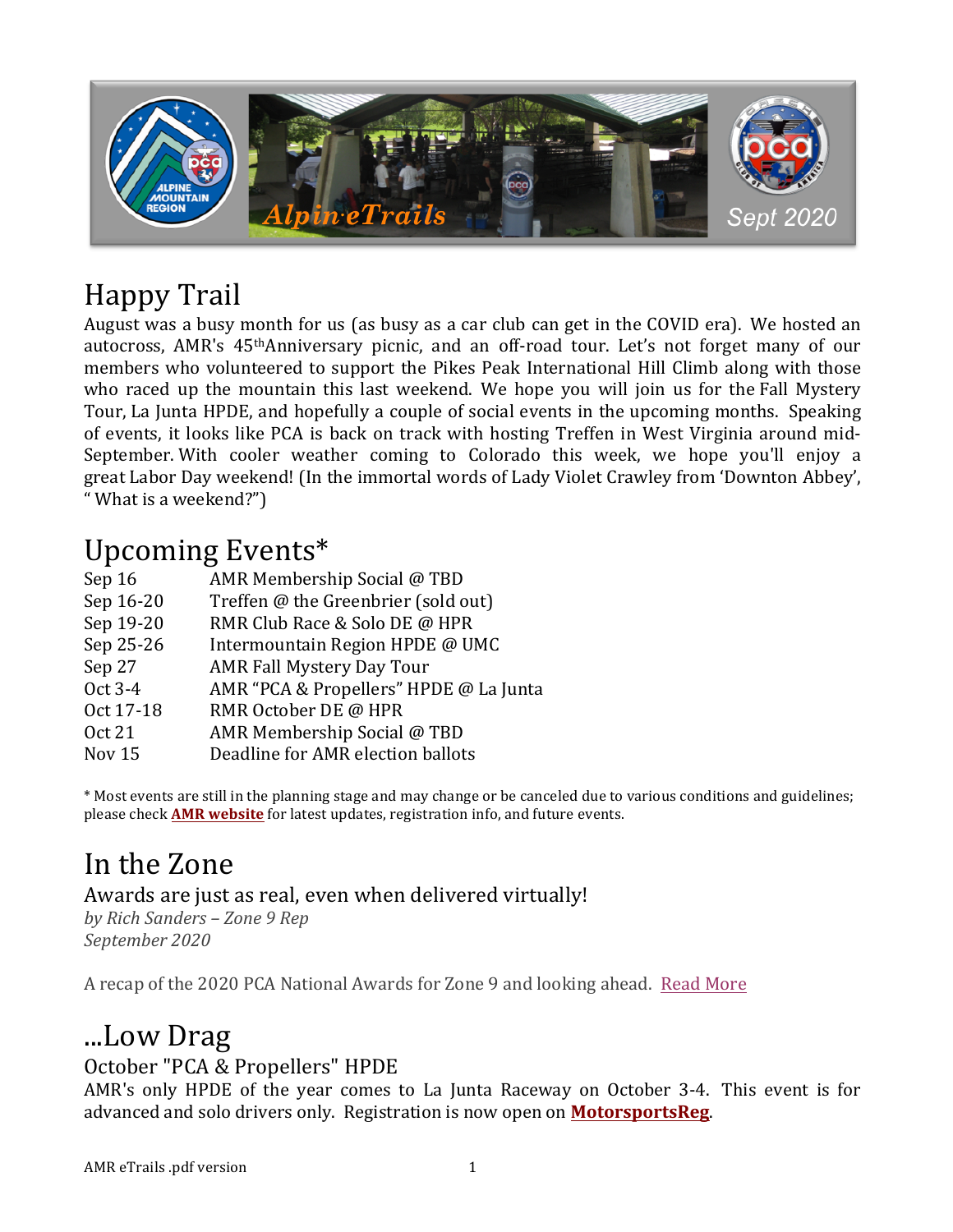# Happy Trail

August was a busy month for us (as busy as a car club can get in the COVID era). We hosted an autocross, AMR's 45th Anniversary picnic, and an off-road tour. Let's not forget many of our members who volunteered to support the Pikes Peak International Hill Climb along with those who raced up the mountain this last weekend. We hope you will join us for the Fall Mystery Tour, La Junta HPDE, and hopefully a couple of social events in the upcoming months. Speaking of events, it looks like PCA is back on track with hosting Treffen in West Virginia around mid-September. With cooler weather coming to Colorado this week, we hope you'll enjoy a great Labor Day weekend! (In the immortal words of Lady Violet Crawley from 'Downton Abbey', " What is a weekend?")

# Upcoming Events*

| | |
|---|---|
| Sep 16 | AMR Membership Social @ TBD |
| Sep 16-20 | Treffen @ the Greenbrier (sold out) |
| Sep 19-20 | RMR Club Race & Solo DE @ HPR |
| Sep 25-26 | Intermountain Region HPDE @ UMC |
| Sep 27 | AMR Fall Mystery Day Tour |
| Oct 3-4 | AMR "PCA & Propellers" HPDE @ La Junta |
| Oct 17-18 | RMR October DE @ HPR |
| Oct 21 | AMR Membership Social @ TBD |
| Nov 15 | Deadline for AMR election ballots |

* Most events are still in the planning stage and may change or be canceled due to various conditions and guidelines; please check **AMR website** for latest updates, registration info, and future events.

# In the Zone

## Awards are just as real, even when delivered virtually!

*by Rich Sanders – Zone 9 Rep*
*September 2020*

A recap of the 2020 PCA National Awards for Zone 9 and looking ahead. Read More

# ...Low Drag

## October "PCA & Propellers" HPDE

AMR's only HPDE of the year comes to La Junta Raceway on October 3-4. This event is for advanced and solo drivers only. Registration is now open on **MotorsportsReg**.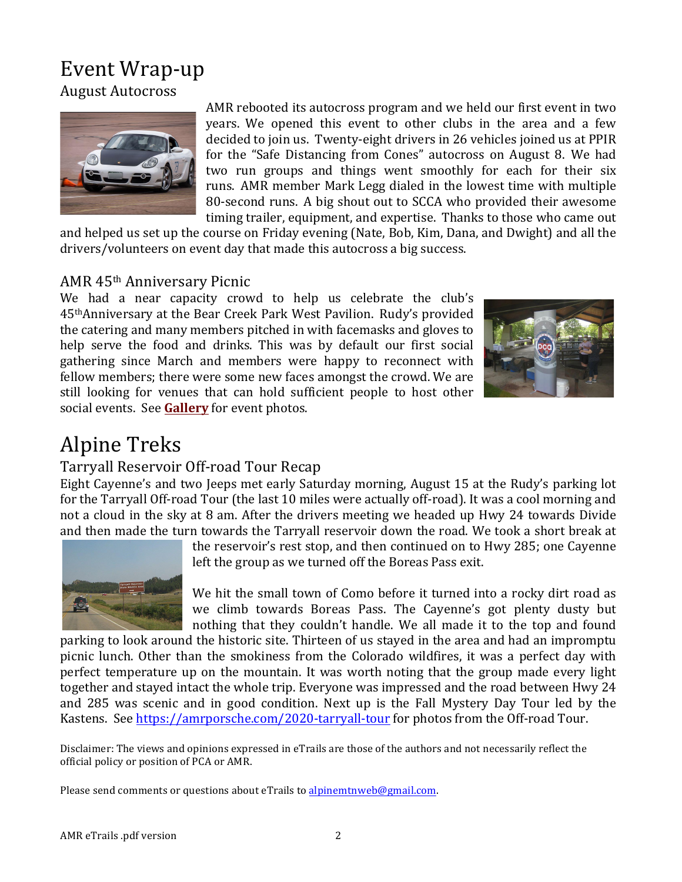# Event Wrap-up

## August Autocross

AMR rebooted its autocross program and we held our first event in two years. We opened this event to other clubs in the area and a few decided to join us. Twenty-eight drivers in 26 vehicles joined us at PPIR for the "Safe Distancing from Cones" autocross on August 8. We had two run groups and things went smoothly for each for their six runs. AMR member Mark Legg dialed in the lowest time with multiple 80-second runs. A big shout out to SCCA who provided their awesome timing trailer, equipment, and expertise. Thanks to those who came out and helped us set up the course on Friday evening (Nate, Bob, Kim, Dana, and Dwight) and all the drivers/volunteers on event day that made this autocross a big success.

## AMR 45th Anniversary Picnic

We had a near capacity crowd to help us celebrate the club's 45th Anniversary at the Bear Creek Park West Pavilion. Rudy's provided the catering and many members pitched in with facemasks and gloves to help serve the food and drinks. This was by default our first social gathering since March and members were happy to reconnect with fellow members; there were some new faces amongst the crowd. We are still looking for venues that can hold sufficient people to host other social events. See **Gallery** for event photos.

# Alpine Treks

## Tarryall Reservoir Off-road Tour Recap

Eight Cayenne's and two Jeeps met early Saturday morning, August 15 at the Rudy's parking lot for the Tarryall Off-road Tour (the last 10 miles were actually off-road). It was a cool morning and not a cloud in the sky at 8 am. After the drivers meeting we headed up Hwy 24 towards Divide and then made the turn towards the Tarryall reservoir down the road. We took a short break at the reservoir's rest stop, and then continued on to Hwy 285; one Cayenne left the group as we turned off the Boreas Pass exit.

We hit the small town of Como before it turned into a rocky dirt road as we climb towards Boreas Pass. The Cayenne's got plenty dusty but nothing that they couldn't handle. We all made it to the top and found parking to look around the historic site. Thirteen of us stayed in the area and had an impromptu picnic lunch. Other than the smokiness from the Colorado wildfires, it was a perfect day with perfect temperature up on the mountain. It was worth noting that the group made every light together and stayed intact the whole trip. Everyone was impressed and the road between Hwy 24 and 285 was scenic and in good condition. Next up is the Fall Mystery Day Tour led by the Kastens. See https://amrporsche.com/2020-tarryall-tour for photos from the Off-road Tour.

Disclaimer: The views and opinions expressed in eTrails are those of the authors and not necessarily reflect the official policy or position of PCA or AMR.

Please send comments or questions about eTrails to alpinemtnweb@gmail.com.